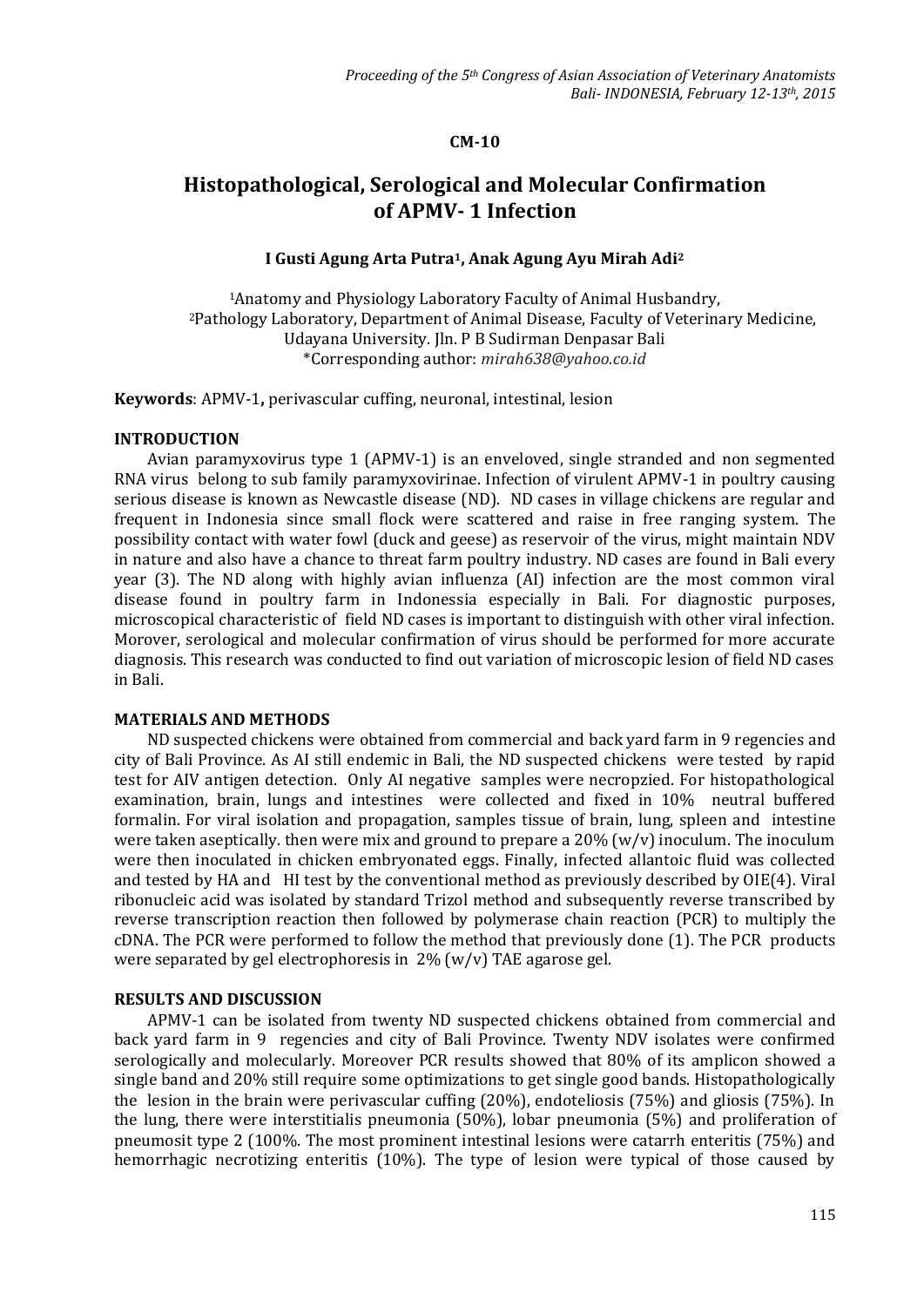**CM-10**

# Histopathological, Serological and Molecular Confirmation of APMV- 1 Infection

**I Gusti Agung Arta Putra[1], Anak Agung Ayu Mirah Adi[2]**

[1]Anatomy and Physiology Laboratory Faculty of Animal Husbandry,
[2]Pathology Laboratory, Department of Animal Disease, Faculty of Veterinary Medicine, Udayana University. Jln. P B Sudirman Denpasar Bali
*Corresponding author: *mirah638@yahoo.co.id*

**Keywords**: APMV-1**,** perivascular cuffing, neuronal, intestinal, lesion

## INTRODUCTION

Avian paramyxovirus type 1 (APMV-1) is an enveloped, single stranded and non segmented RNA virus belong to sub family paramyxovirinae. Infection of virulent APMV-1 in poultry causing serious disease is known as Newcastle disease (ND). ND cases in village chickens are regular and frequent in Indonesia since small flock were scattered and raise in free ranging system. The possibility contact with water fowl (duck and geese) as reservoir of the virus, might maintain NDV in nature and also have a chance to threat farm poultry industry. ND cases are found in Bali every year (3). The ND along with highly avian influenza (AI) infection are the most common viral disease found in poultry farm in Indonessia especially in Bali. For diagnostic purposes, microscopical characteristic of field ND cases is important to distinguish with other viral infection. Morover, serological and molecular confirmation of virus should be performed for more accurate diagnosis. This research was conducted to find out variation of microscopic lesion of field ND cases in Bali.

## MATERIALS AND METHODS

ND suspected chickens were obtained from commercial and back yard farm in 9 regencies and city of Bali Province. As AI still endemic in Bali, the ND suspected chickens were tested by rapid test for AIV antigen detection. Only AI negative samples were necropzied. For histopathological examination, brain, lungs and intestines were collected and fixed in 10% neutral buffered formalin. For viral isolation and propagation, samples tissue of brain, lung, spleen and intestine were taken aseptically. then were mix and ground to prepare a 20% (w/v) inoculum. The inoculum were then inoculated in chicken embryonated eggs. Finally, infected allantoic fluid was collected and tested by HA and HI test by the conventional method as previously described by OIE(4). Viral ribonucleic acid was isolated by standard Trizol method and subsequently reverse transcribed by reverse transcription reaction then followed by polymerase chain reaction (PCR) to multiply the cDNA. The PCR were performed to follow the method that previously done (1). The PCR products were separated by gel electrophoresis in 2% (w/v) TAE agarose gel.

## RESULTS AND DISCUSSION

APMV-1 can be isolated from twenty ND suspected chickens obtained from commercial and back yard farm in 9 regencies and city of Bali Province. Twenty NDV isolates were confirmed serologically and molecularly. Moreover PCR results showed that 80% of its amplicon showed a single band and 20% still require some optimizations to get single good bands. Histopathologically the lesion in the brain were perivascular cuffing (20%), endoteliosis (75%) and gliosis (75%). In the lung, there were interstitialis pneumonia (50%), lobar pneumonia (5%) and proliferation of pneumosit type 2 (100%. The most prominent intestinal lesions were catarrh enteritis (75%) and hemorrhagic necrotizing enteritis (10%). The type of lesion were typical of those caused by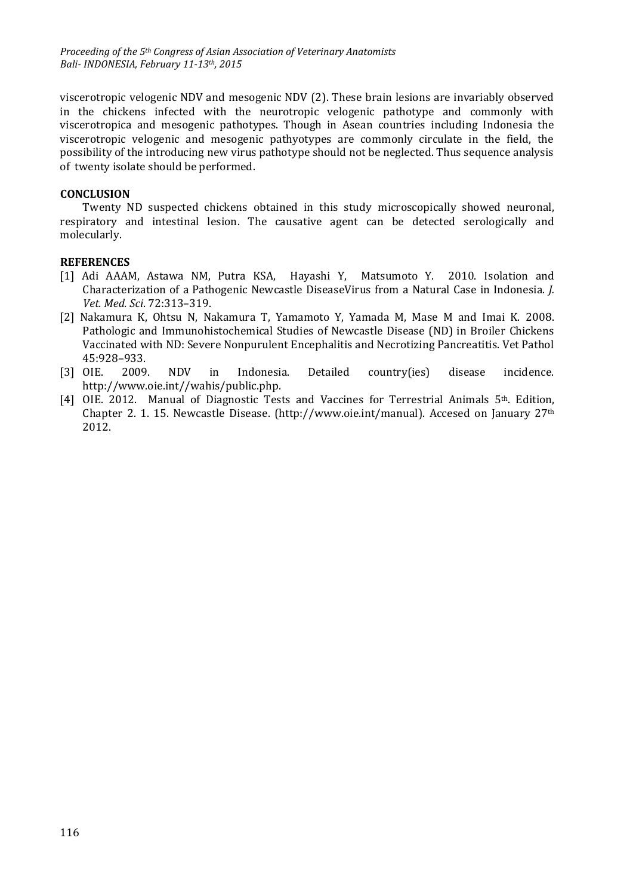viscerotropic velogenic NDV and mesogenic NDV (2). These brain lesions are invariably observed in the chickens infected with the neurotropic velogenic pathotype and commonly with viscerotropica and mesogenic pathotypes. Though in Asean countries including Indonesia the viscerotropic velogenic and mesogenic pathyotypes are commonly circulate in the field, the possibility of the introducing new virus pathotype should not be neglected. Thus sequence analysis of twenty isolate should be performed.

## CONCLUSION

Twenty ND suspected chickens obtained in this study microscopically showed neuronal, respiratory and intestinal lesion. The causative agent can be detected serologically and molecularly.

## REFERENCES

[1] Adi AAAM, Astawa NM, Putra KSA, Hayashi Y, Matsumoto Y. 2010. Isolation and Characterization of a Pathogenic Newcastle DiseaseVirus from a Natural Case in Indonesia. *J. Vet. Med. Sci*. 72:313–319.

[2] Nakamura K, Ohtsu N, Nakamura T, Yamamoto Y, Yamada M, Mase M and Imai K. 2008. Pathologic and Immunohistochemical Studies of Newcastle Disease (ND) in Broiler Chickens Vaccinated with ND: Severe Nonpurulent Encephalitis and Necrotizing Pancreatitis. Vet Pathol 45:928–933.

[3] OIE. 2009. NDV in Indonesia. Detailed country(ies) disease incidence. http://www.oie.int//wahis/public.php.

[4] OIE. 2012. Manual of Diagnostic Tests and Vaccines for Terrestrial Animals 5th. Edition, Chapter 2. 1. 15. Newcastle Disease. (http://www.oie.int/manual). Accesed on January 27th 2012.